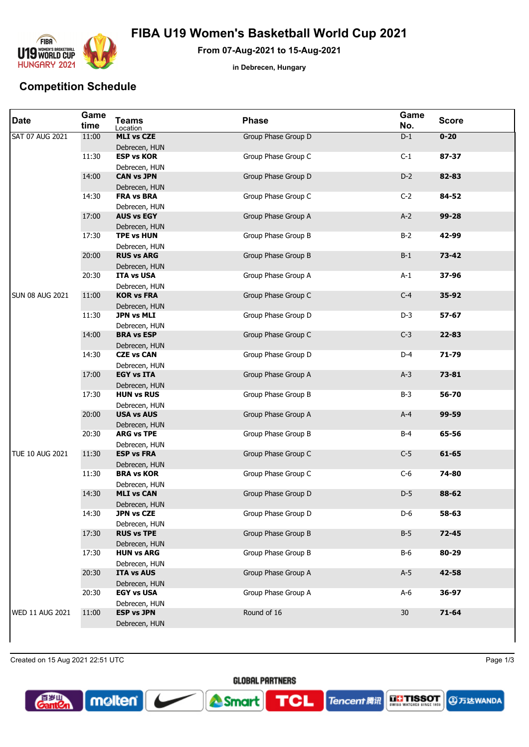# FIBA U19 Women's Basketball World Cup 2021

**From 07-Aug-2021 to 15-Aug-2021**

**in Debrecen, Hungary**

## Competition Schedule

| Date | Game time | Teams / Location | Phase | Game No. | Score |
|---|---|---|---|---|---|
| SAT 07 AUG 2021 | 11:00 | **MLI vs CZE** Debrecen, HUN | Group Phase Group D | D-1 | **0-20** |
| | 11:30 | **ESP vs KOR** Debrecen, HUN | Group Phase Group C | C-1 | **87-37** |
| | 14:00 | **CAN vs JPN** Debrecen, HUN | Group Phase Group D | D-2 | **82-83** |
| | 14:30 | **FRA vs BRA** Debrecen, HUN | Group Phase Group C | C-2 | **84-52** |
| | 17:00 | **AUS vs EGY** Debrecen, HUN | Group Phase Group A | A-2 | **99-28** |
| | 17:30 | **TPE vs HUN** Debrecen, HUN | Group Phase Group B | B-2 | **42-99** |
| | 20:00 | **RUS vs ARG** Debrecen, HUN | Group Phase Group B | B-1 | **73-42** |
| | 20:30 | **ITA vs USA** Debrecen, HUN | Group Phase Group A | A-1 | **37-96** |
| SUN 08 AUG 2021 | 11:00 | **KOR vs FRA** Debrecen, HUN | Group Phase Group C | C-4 | **35-92** |
| | 11:30 | **JPN vs MLI** Debrecen, HUN | Group Phase Group D | D-3 | **57-67** |
| | 14:00 | **BRA vs ESP** Debrecen, HUN | Group Phase Group C | C-3 | **22-83** |
| | 14:30 | **CZE vs CAN** Debrecen, HUN | Group Phase Group D | D-4 | **71-79** |
| | 17:00 | **EGY vs ITA** Debrecen, HUN | Group Phase Group A | A-3 | **73-81** |
| | 17:30 | **HUN vs RUS** Debrecen, HUN | Group Phase Group B | B-3 | **56-70** |
| | 20:00 | **USA vs AUS** Debrecen, HUN | Group Phase Group A | A-4 | **99-59** |
| | 20:30 | **ARG vs TPE** Debrecen, HUN | Group Phase Group B | B-4 | **65-56** |
| TUE 10 AUG 2021 | 11:30 | **ESP vs FRA** Debrecen, HUN | Group Phase Group C | C-5 | **61-65** |
| | 11:30 | **BRA vs KOR** Debrecen, HUN | Group Phase Group C | C-6 | **74-80** |
| | 14:30 | **MLI vs CAN** Debrecen, HUN | Group Phase Group D | D-5 | **88-62** |
| | 14:30 | **JPN vs CZE** Debrecen, HUN | Group Phase Group D | D-6 | **58-63** |
| | 17:30 | **RUS vs TPE** Debrecen, HUN | Group Phase Group B | B-5 | **72-45** |
| | 17:30 | **HUN vs ARG** Debrecen, HUN | Group Phase Group B | B-6 | **80-29** |
| | 20:30 | **ITA vs AUS** Debrecen, HUN | Group Phase Group A | A-5 | **42-58** |
| | 20:30 | **EGY vs USA** Debrecen, HUN | Group Phase Group A | A-6 | **36-97** |
| WED 11 AUG 2021 | 11:00 | **ESP vs JPN** Debrecen, HUN | Round of 16 | 30 | **71-64** |

Created on 15 Aug 2021 22:51 UTC

GLOBAL PARTNERS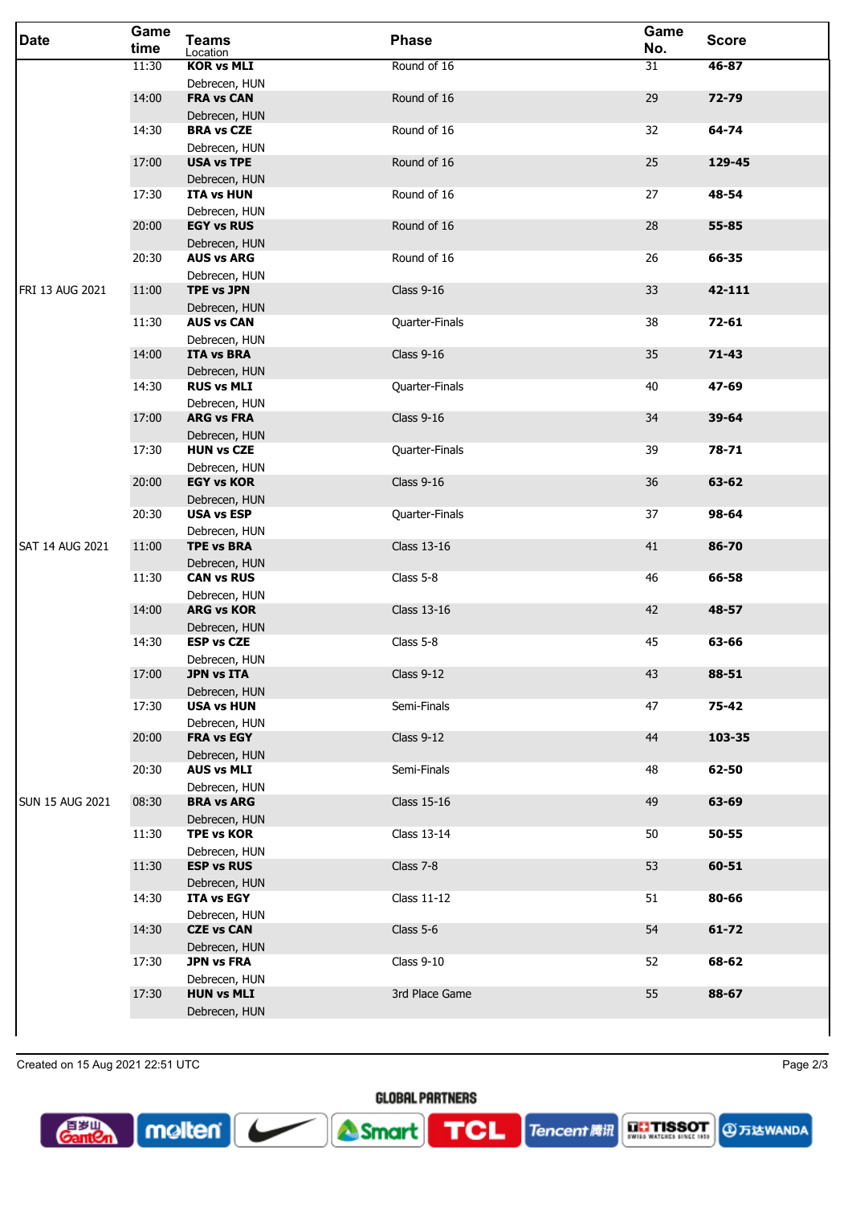| Date | Game time | Teams<br>Location | Phase | Game No. | Score |
|---|---|---|---|---|---|
| | 11:30 | **KOR vs MLI**<br>Debrecen, HUN | Round of 16 | 31 | **46-87** |
| | 14:00 | **FRA vs CAN**<br>Debrecen, HUN | Round of 16 | 29 | **72-79** |
| | 14:30 | **BRA vs CZE**<br>Debrecen, HUN | Round of 16 | 32 | **64-74** |
| | 17:00 | **USA vs TPE**<br>Debrecen, HUN | Round of 16 | 25 | **129-45** |
| | 17:30 | **ITA vs HUN**<br>Debrecen, HUN | Round of 16 | 27 | **48-54** |
| | 20:00 | **EGY vs RUS**<br>Debrecen, HUN | Round of 16 | 28 | **55-85** |
| | 20:30 | **AUS vs ARG**<br>Debrecen, HUN | Round of 16 | 26 | **66-35** |
| FRI 13 AUG 2021 | 11:00 | **TPE vs JPN**<br>Debrecen, HUN | Class 9-16 | 33 | **42-111** |
| | 11:30 | **AUS vs CAN**<br>Debrecen, HUN | Quarter-Finals | 38 | **72-61** |
| | 14:00 | **ITA vs BRA**<br>Debrecen, HUN | Class 9-16 | 35 | **71-43** |
| | 14:30 | **RUS vs MLI**<br>Debrecen, HUN | Quarter-Finals | 40 | **47-69** |
| | 17:00 | **ARG vs FRA**<br>Debrecen, HUN | Class 9-16 | 34 | **39-64** |
| | 17:30 | **HUN vs CZE**<br>Debrecen, HUN | Quarter-Finals | 39 | **78-71** |
| | 20:00 | **EGY vs KOR**<br>Debrecen, HUN | Class 9-16 | 36 | **63-62** |
| | 20:30 | **USA vs ESP**<br>Debrecen, HUN | Quarter-Finals | 37 | **98-64** |
| SAT 14 AUG 2021 | 11:00 | **TPE vs BRA**<br>Debrecen, HUN | Class 13-16 | 41 | **86-70** |
| | 11:30 | **CAN vs RUS**<br>Debrecen, HUN | Class 5-8 | 46 | **66-58** |
| | 14:00 | **ARG vs KOR**<br>Debrecen, HUN | Class 13-16 | 42 | **48-57** |
| | 14:30 | **ESP vs CZE**<br>Debrecen, HUN | Class 5-8 | 45 | **63-66** |
| | 17:00 | **JPN vs ITA**<br>Debrecen, HUN | Class 9-12 | 43 | **88-51** |
| | 17:30 | **USA vs HUN**<br>Debrecen, HUN | Semi-Finals | 47 | **75-42** |
| | 20:00 | **FRA vs EGY**<br>Debrecen, HUN | Class 9-12 | 44 | **103-35** |
| | 20:30 | **AUS vs MLI**<br>Debrecen, HUN | Semi-Finals | 48 | **62-50** |
| SUN 15 AUG 2021 | 08:30 | **BRA vs ARG**<br>Debrecen, HUN | Class 15-16 | 49 | **63-69** |
| | 11:30 | **TPE vs KOR**<br>Debrecen, HUN | Class 13-14 | 50 | **50-55** |
| | 11:30 | **ESP vs RUS**<br>Debrecen, HUN | Class 7-8 | 53 | **60-51** |
| | 14:30 | **ITA vs EGY**<br>Debrecen, HUN | Class 11-12 | 51 | **80-66** |
| | 14:30 | **CZE vs CAN**<br>Debrecen, HUN | Class 5-6 | 54 | **61-72** |
| | 17:30 | **JPN vs FRA**<br>Debrecen, HUN | Class 9-10 | 52 | **68-62** |
| | 17:30 | **HUN vs MLI**<br>Debrecen, HUN | 3rd Place Game | 55 | **88-67** |

Created on 15 Aug 2021 22:51 UTC

GLOBAL PARTNERS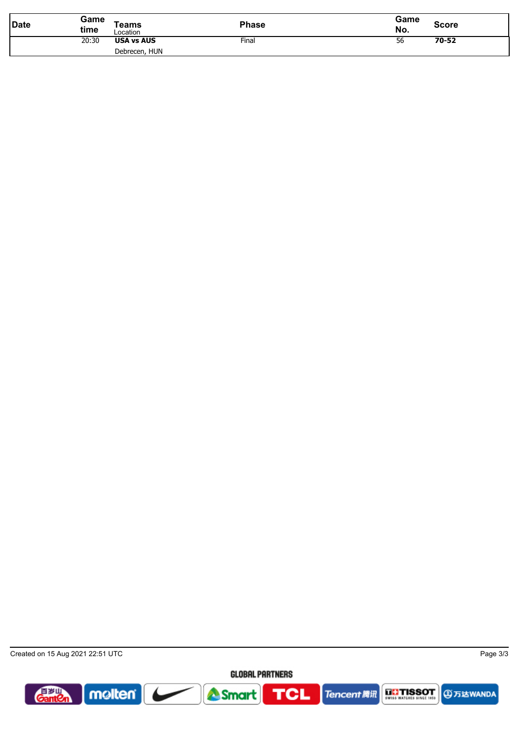| Date | Game time | Teams<br>Location | Phase | Game No. | Score |
|---|---|---|---|---|---|
| | 20:30 | **USA vs AUS** | Final | 56 | **70-52** |
| | | Debrecen, HUN | | | |

Created on 15 Aug 2021 22:51 UTC

GLOBAL PARTNERS